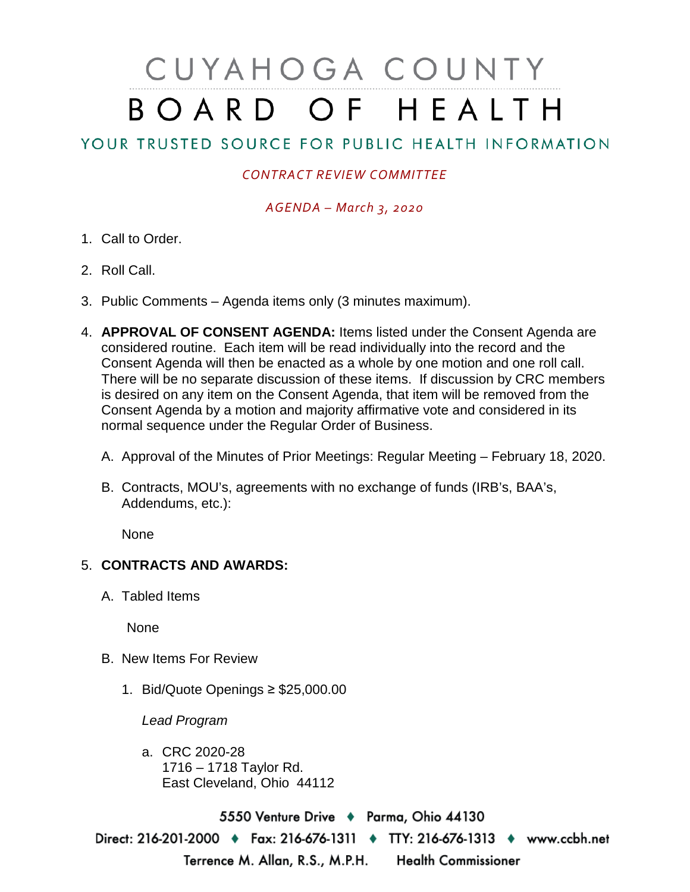# CUYAHOGA COUNTY
# BOARD OF HEALTH

## YOUR TRUSTED SOURCE FOR PUBLIC HEALTH INFORMATION

*CONTRACT REVIEW COMMITTEE*

*AGENDA – March 3, 2020*

1. Call to Order.

2. Roll Call.

3. Public Comments – Agenda items only (3 minutes maximum).

4. **APPROVAL OF CONSENT AGENDA:** Items listed under the Consent Agenda are considered routine. Each item will be read individually into the record and the Consent Agenda will then be enacted as a whole by one motion and one roll call. There will be no separate discussion of these items. If discussion by CRC members is desired on any item on the Consent Agenda, that item will be removed from the Consent Agenda by a motion and majority affirmative vote and considered in its normal sequence under the Regular Order of Business.

   A. Approval of the Minutes of Prior Meetings: Regular Meeting – February 18, 2020.

   B. Contracts, MOU's, agreements with no exchange of funds (IRB's, BAA's, Addendums, etc.):

      None

5. **CONTRACTS AND AWARDS:**

   A. Tabled Items

      None

   B. New Items For Review

      1. Bid/Quote Openings ≥ $25,000.00

         *Lead Program*

         a. CRC 2020-28
            1716 – 1718 Taylor Rd.
            East Cleveland, Ohio 44112

5550 Venture Drive ♦ Parma, Ohio 44130
Direct: 216-201-2000 ♦ Fax: 216-676-1311 ♦ TTY: 216-676-1313 ♦ www.ccbh.net
Terrence M. Allan, R.S., M.P.H. Health Commissioner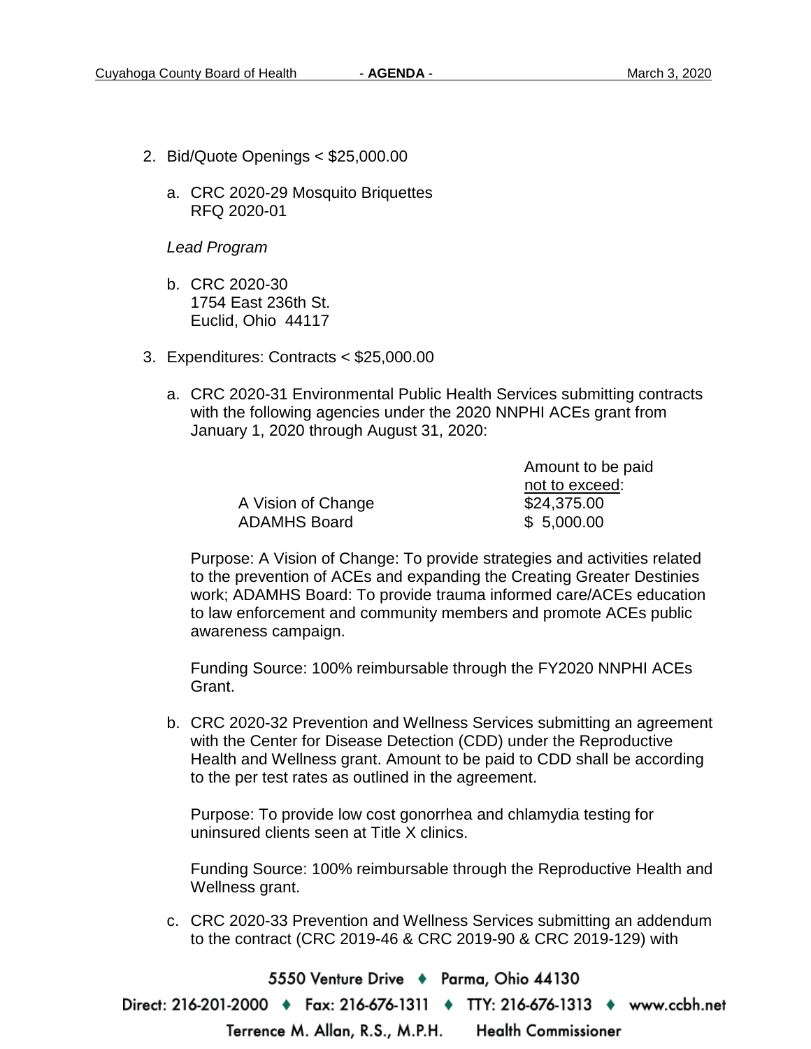2. Bid/Quote Openings < $25,000.00

   a. CRC 2020-29 Mosquito Briquettes
      RFQ 2020-01

   *Lead Program*

   b. CRC 2020-30
      1754 East 236th St.
      Euclid, Ohio 44117

3. Expenditures: Contracts < $25,000.00

   a. CRC 2020-31 Environmental Public Health Services submitting contracts with the following agencies under the 2020 NNPHI ACEs grant from January 1, 2020 through August 31, 2020:

      | | Amount to be paid <u>not to exceed</u>: |
      |---|---|
      | A Vision of Change | $24,375.00 |
      | ADAMHS Board | $ 5,000.00 |

      Purpose: A Vision of Change: To provide strategies and activities related to the prevention of ACEs and expanding the Creating Greater Destinies work; ADAMHS Board: To provide trauma informed care/ACEs education to law enforcement and community members and promote ACEs public awareness campaign.

      Funding Source: 100% reimbursable through the FY2020 NNPHI ACEs Grant.

   b. CRC 2020-32 Prevention and Wellness Services submitting an agreement with the Center for Disease Detection (CDD) under the Reproductive Health and Wellness grant. Amount to be paid to CDD shall be according to the per test rates as outlined in the agreement.

      Purpose: To provide low cost gonorrhea and chlamydia testing for uninsured clients seen at Title X clinics.

      Funding Source: 100% reimbursable through the Reproductive Health and Wellness grant.

   c. CRC 2020-33 Prevention and Wellness Services submitting an addendum to the contract (CRC 2019-46 & CRC 2019-90 & CRC 2019-129) with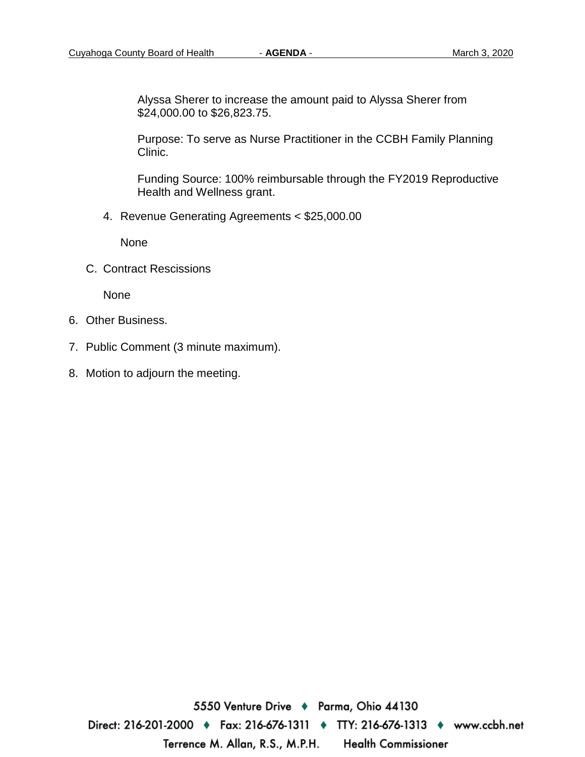Alyssa Sherer to increase the amount paid to Alyssa Sherer from $24,000.00 to $26,823.75.

Purpose: To serve as Nurse Practitioner in the CCBH Family Planning Clinic.

Funding Source: 100% reimbursable through the FY2019 Reproductive Health and Wellness grant.

4. Revenue Generating Agreements < $25,000.00

   None

C. Contract Rescissions

   None

6. Other Business.

7. Public Comment (3 minute maximum).

8. Motion to adjourn the meeting.